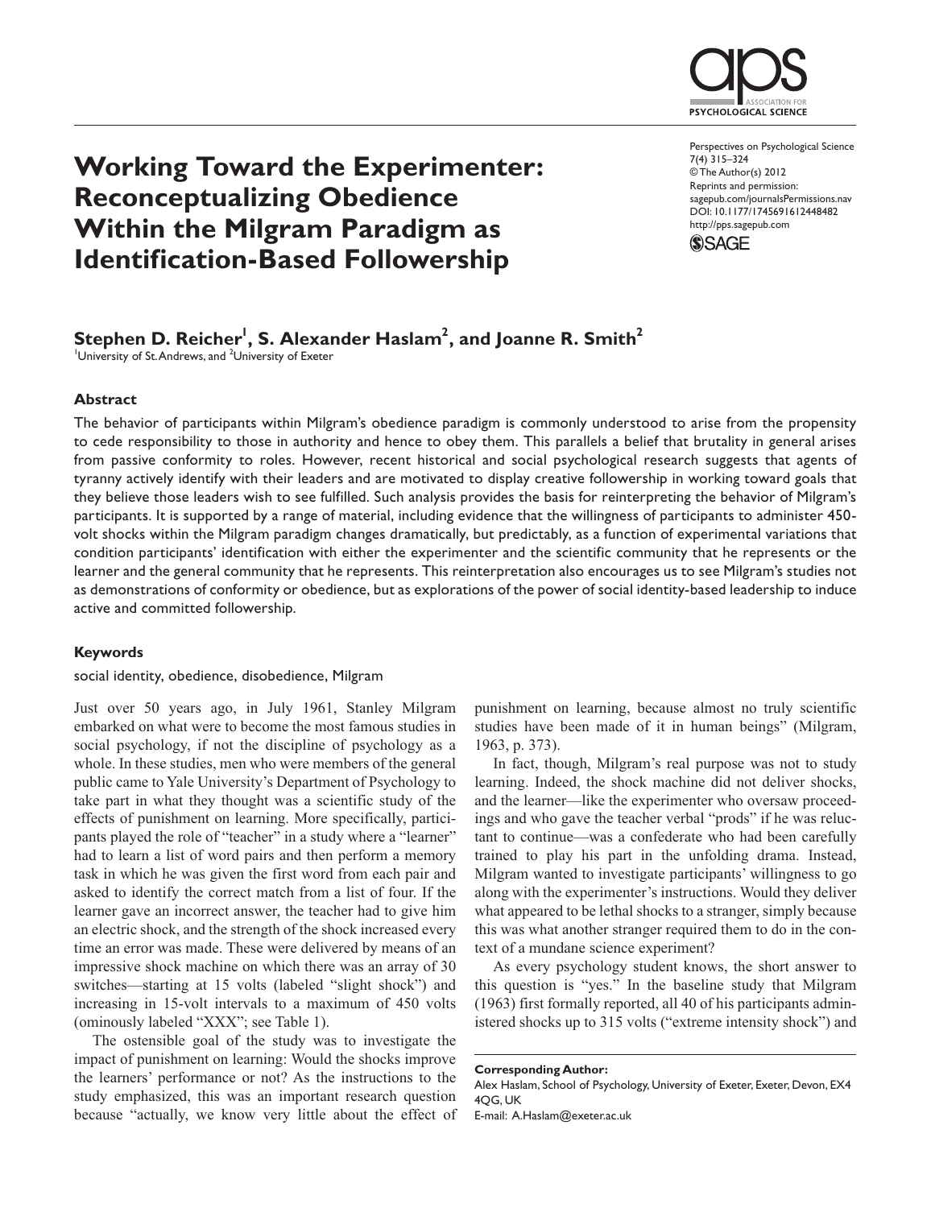# Working Toward the Experimenter: Reconceptualizing Obedience Within the Milgram Paradigm as Identification-Based Followership

Perspectives on Psychological Science
7(4) 315–324
© The Author(s) 2012
Reprints and permission: sagepub.com/journalsPermissions.nav
DOI: 10.1177/1745691612448482
http://pps.sagepub.com

**Stephen D. Reicher[1], S. Alexander Haslam[2], and Joanne R. Smith[2]**

[1]University of St. Andrews, and [2]University of Exeter

## Abstract

The behavior of participants within Milgram's obedience paradigm is commonly understood to arise from the propensity to cede responsibility to those in authority and hence to obey them. This parallels a belief that brutality in general arises from passive conformity to roles. However, recent historical and social psychological research suggests that agents of tyranny actively identify with their leaders and are motivated to display creative followership in working toward goals that they believe those leaders wish to see fulfilled. Such analysis provides the basis for reinterpreting the behavior of Milgram's participants. It is supported by a range of material, including evidence that the willingness of participants to administer 450-volt shocks within the Milgram paradigm changes dramatically, but predictably, as a function of experimental variations that condition participants' identification with either the experimenter and the scientific community that he represents or the learner and the general community that he represents. This reinterpretation also encourages us to see Milgram's studies not as demonstrations of conformity or obedience, but as explorations of the power of social identity-based leadership to induce active and committed followership.

## Keywords

social identity, obedience, disobedience, Milgram

Just over 50 years ago, in July 1961, Stanley Milgram embarked on what were to become the most famous studies in social psychology, if not the discipline of psychology as a whole. In these studies, men who were members of the general public came to Yale University's Department of Psychology to take part in what they thought was a scientific study of the effects of punishment on learning. More specifically, participants played the role of "teacher" in a study where a "learner" had to learn a list of word pairs and then perform a memory task in which he was given the first word from each pair and asked to identify the correct match from a list of four. If the learner gave an incorrect answer, the teacher had to give him an electric shock, and the strength of the shock increased every time an error was made. These were delivered by means of an impressive shock machine on which there was an array of 30 switches—starting at 15 volts (labeled "slight shock") and increasing in 15-volt intervals to a maximum of 450 volts (ominously labeled "XXX"; see Table 1).

The ostensible goal of the study was to investigate the impact of punishment on learning: Would the shocks improve the learners' performance or not? As the instructions to the study emphasized, this was an important research question because "actually, we know very little about the effect of punishment on learning, because almost no truly scientific studies have been made of it in human beings" (Milgram, 1963, p. 373).

In fact, though, Milgram's real purpose was not to study learning. Indeed, the shock machine did not deliver shocks, and the learner—like the experimenter who oversaw proceedings and who gave the teacher verbal "prods" if he was reluctant to continue—was a confederate who had been carefully trained to play his part in the unfolding drama. Instead, Milgram wanted to investigate participants' willingness to go along with the experimenter's instructions. Would they deliver what appeared to be lethal shocks to a stranger, simply because this was what another stranger required them to do in the context of a mundane science experiment?

As every psychology student knows, the short answer to this question is "yes." In the baseline study that Milgram (1963) first formally reported, all 40 of his participants administered shocks up to 315 volts ("extreme intensity shock") and

**Corresponding Author:**
Alex Haslam, School of Psychology, University of Exeter, Exeter, Devon, EX4 4QG, UK
E-mail: A.Haslam@exeter.ac.uk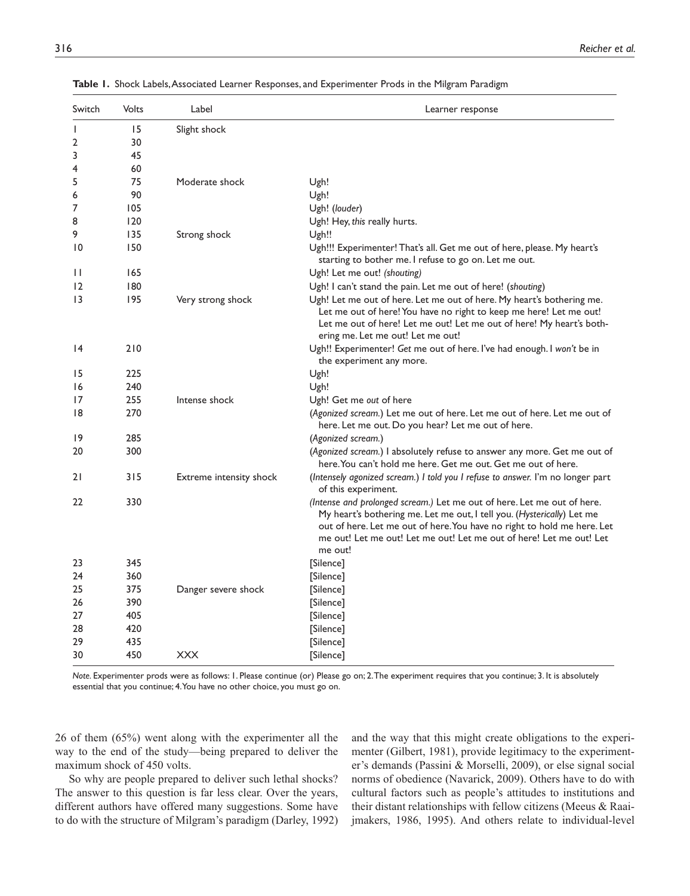**Table 1.** Shock Labels, Associated Learner Responses, and Experimenter Prods in the Milgram Paradigm

| Switch | Volts | Label | Learner response |
|---|---|---|---|
| 1 | 15 | Slight shock | |
| 2 | 30 | | |
| 3 | 45 | | |
| 4 | 60 | | |
| 5 | 75 | Moderate shock | Ugh! |
| 6 | 90 | | Ugh! |
| 7 | 105 | | Ugh! (*louder*) |
| 8 | 120 | | Ugh! Hey, *this* really hurts. |
| 9 | 135 | Strong shock | Ugh!! |
| 10 | 150 | | Ugh!!! Experimenter! That's all. Get me out of here, please. My heart's starting to bother me. I refuse to go on. Let me out. |
| 11 | 165 | | Ugh! Let me out! (*shouting*) |
| 12 | 180 | | Ugh! I can't stand the pain. Let me out of here! (*shouting*) |
| 13 | 195 | Very strong shock | Ugh! Let me out of here. Let me out of here. My heart's bothering me. Let me out of here! You have no right to keep me here! Let me out! Let me out of here! Let me out! Let me out of here! My heart's bothering me. Let me out! Let me out! |
| 14 | 210 | | Ugh!! Experimenter! *Get* me out of here. I've had enough. I *won't* be in the experiment any more. |
| 15 | 225 | | Ugh! |
| 16 | 240 | | Ugh! |
| 17 | 255 | Intense shock | Ugh! Get me *out* of here |
| 18 | 270 | | (*Agonized scream.*) Let me out of here. Let me out of here. Let me out of here. Let me out. Do you hear? Let me out of here. |
| 19 | 285 | | (*Agonized scream.*) |
| 20 | 300 | | (*Agonized scream.*) I absolutely refuse to answer any more. Get me out of here. You can't hold me here. Get me out. Get me out of here. |
| 21 | 315 | Extreme intensity shock | (*Intensely agonized scream.*) *I told you I refuse to answer.* I'm no longer part of this experiment. |
| 22 | 330 | | (*Intense and prolonged scream.*) Let me out of here. Let me out of here. My heart's bothering me. Let me out, I tell you. (*Hysterically*) Let me out of here. Let me out of here. You have no right to hold me here. Let me out! Let me out! Let me out! Let me out of here! Let me out! Let me out! |
| 23 | 345 | | [Silence] |
| 24 | 360 | | [Silence] |
| 25 | 375 | Danger severe shock | [Silence] |
| 26 | 390 | | [Silence] |
| 27 | 405 | | [Silence] |
| 28 | 420 | | [Silence] |
| 29 | 435 | | [Silence] |
| 30 | 450 | XXX | [Silence] |

*Note.* Experimenter prods were as follows: 1. Please continue (or) Please go on; 2. The experiment requires that you continue; 3. It is absolutely essential that you continue; 4. You have no other choice, you must go on.

26 of them (65%) went along with the experimenter all the way to the end of the study—being prepared to deliver the maximum shock of 450 volts.

So why are people prepared to deliver such lethal shocks? The answer to this question is far less clear. Over the years, different authors have offered many suggestions. Some have to do with the structure of Milgram's paradigm (Darley, 1992) and the way that this might create obligations to the experimenter (Gilbert, 1981), provide legitimacy to the experimenter's demands (Passini & Morselli, 2009), or else signal social norms of obedience (Navarick, 2009). Others have to do with cultural factors such as people's attitudes to institutions and their distant relationships with fellow citizens (Meeus & Raaijmakers, 1986, 1995). And others relate to individual-level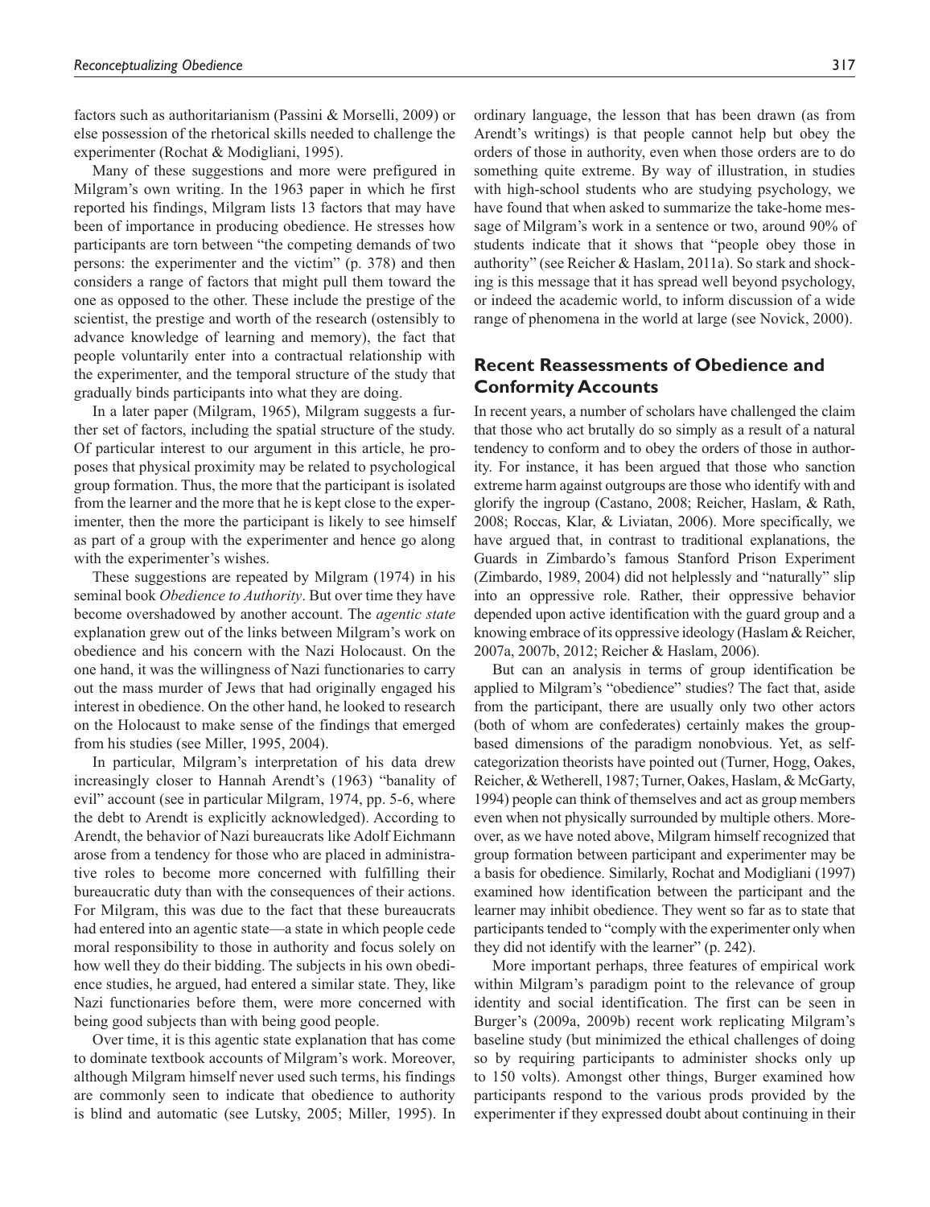factors such as authoritarianism (Passini & Morselli, 2009) or else possession of the rhetorical skills needed to challenge the experimenter (Rochat & Modigliani, 1995).

Many of these suggestions and more were prefigured in Milgram's own writing. In the 1963 paper in which he first reported his findings, Milgram lists 13 factors that may have been of importance in producing obedience. He stresses how participants are torn between "the competing demands of two persons: the experimenter and the victim" (p. 378) and then considers a range of factors that might pull them toward the one as opposed to the other. These include the prestige of the scientist, the prestige and worth of the research (ostensibly to advance knowledge of learning and memory), the fact that people voluntarily enter into a contractual relationship with the experimenter, and the temporal structure of the study that gradually binds participants into what they are doing.

In a later paper (Milgram, 1965), Milgram suggests a further set of factors, including the spatial structure of the study. Of particular interest to our argument in this article, he proposes that physical proximity may be related to psychological group formation. Thus, the more that the participant is isolated from the learner and the more that he is kept close to the experimenter, then the more the participant is likely to see himself as part of a group with the experimenter and hence go along with the experimenter's wishes.

These suggestions are repeated by Milgram (1974) in his seminal book *Obedience to Authority*. But over time they have become overshadowed by another account. The *agentic state* explanation grew out of the links between Milgram's work on obedience and his concern with the Nazi Holocaust. On the one hand, it was the willingness of Nazi functionaries to carry out the mass murder of Jews that had originally engaged his interest in obedience. On the other hand, he looked to research on the Holocaust to make sense of the findings that emerged from his studies (see Miller, 1995, 2004).

In particular, Milgram's interpretation of his data drew increasingly closer to Hannah Arendt's (1963) "banality of evil" account (see in particular Milgram, 1974, pp. 5-6, where the debt to Arendt is explicitly acknowledged). According to Arendt, the behavior of Nazi bureaucrats like Adolf Eichmann arose from a tendency for those who are placed in administrative roles to become more concerned with fulfilling their bureaucratic duty than with the consequences of their actions. For Milgram, this was due to the fact that these bureaucrats had entered into an agentic state—a state in which people cede moral responsibility to those in authority and focus solely on how well they do their bidding. The subjects in his own obedience studies, he argued, had entered a similar state. They, like Nazi functionaries before them, were more concerned with being good subjects than with being good people.

Over time, it is this agentic state explanation that has come to dominate textbook accounts of Milgram's work. Moreover, although Milgram himself never used such terms, his findings are commonly seen to indicate that obedience to authority is blind and automatic (see Lutsky, 2005; Miller, 1995). In ordinary language, the lesson that has been drawn (as from Arendt's writings) is that people cannot help but obey the orders of those in authority, even when those orders are to do something quite extreme. By way of illustration, in studies with high-school students who are studying psychology, we have found that when asked to summarize the take-home message of Milgram's work in a sentence or two, around 90% of students indicate that it shows that "people obey those in authority" (see Reicher & Haslam, 2011a). So stark and shocking is this message that it has spread well beyond psychology, or indeed the academic world, to inform discussion of a wide range of phenomena in the world at large (see Novick, 2000).

## Recent Reassessments of Obedience and Conformity Accounts

In recent years, a number of scholars have challenged the claim that those who act brutally do so simply as a result of a natural tendency to conform and to obey the orders of those in authority. For instance, it has been argued that those who sanction extreme harm against outgroups are those who identify with and glorify the ingroup (Castano, 2008; Reicher, Haslam, & Rath, 2008; Roccas, Klar, & Liviatan, 2006). More specifically, we have argued that, in contrast to traditional explanations, the Guards in Zimbardo's famous Stanford Prison Experiment (Zimbardo, 1989, 2004) did not helplessly and "naturally" slip into an oppressive role. Rather, their oppressive behavior depended upon active identification with the guard group and a knowing embrace of its oppressive ideology (Haslam & Reicher, 2007a, 2007b, 2012; Reicher & Haslam, 2006).

But can an analysis in terms of group identification be applied to Milgram's "obedience" studies? The fact that, aside from the participant, there are usually only two other actors (both of whom are confederates) certainly makes the group-based dimensions of the paradigm nonobvious. Yet, as self-categorization theorists have pointed out (Turner, Hogg, Oakes, Reicher, & Wetherell, 1987; Turner, Oakes, Haslam, & McGarty, 1994) people can think of themselves and act as group members even when not physically surrounded by multiple others. Moreover, as we have noted above, Milgram himself recognized that group formation between participant and experimenter may be a basis for obedience. Similarly, Rochat and Modigliani (1997) examined how identification between the participant and the learner may inhibit obedience. They went so far as to state that participants tended to "comply with the experimenter only when they did not identify with the learner" (p. 242).

More important perhaps, three features of empirical work within Milgram's paradigm point to the relevance of group identity and social identification. The first can be seen in Burger's (2009a, 2009b) recent work replicating Milgram's baseline study (but minimized the ethical challenges of doing so by requiring participants to administer shocks only up to 150 volts). Amongst other things, Burger examined how participants respond to the various prods provided by the experimenter if they expressed doubt about continuing in their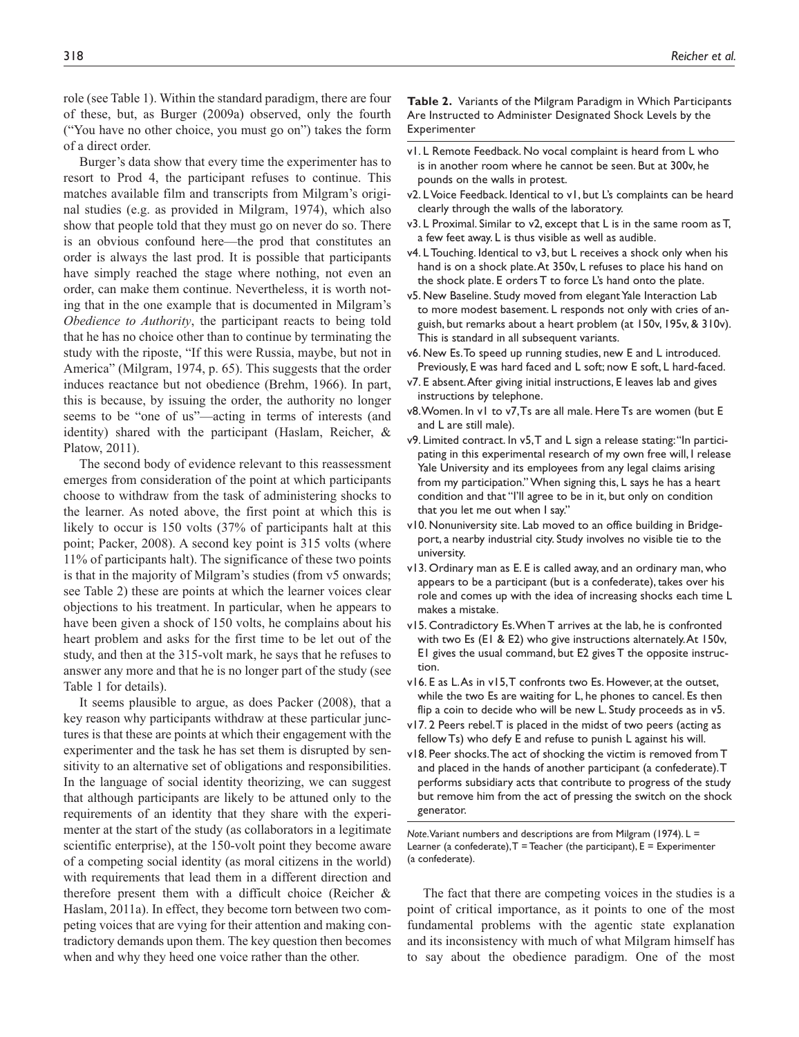role (see Table 1). Within the standard paradigm, there are four of these, but, as Burger (2009a) observed, only the fourth ("You have no other choice, you must go on") takes the form of a direct order.

Burger's data show that every time the experimenter has to resort to Prod 4, the participant refuses to continue. This matches available film and transcripts from Milgram's original studies (e.g. as provided in Milgram, 1974), which also show that people told that they must go on never do so. There is an obvious confound here—the prod that constitutes an order is always the last prod. It is possible that participants have simply reached the stage where nothing, not even an order, can make them continue. Nevertheless, it is worth noting that in the one example that is documented in Milgram's *Obedience to Authority*, the participant reacts to being told that he has no choice other than to continue by terminating the study with the riposte, "If this were Russia, maybe, but not in America" (Milgram, 1974, p. 65). This suggests that the order induces reactance but not obedience (Brehm, 1966). In part, this is because, by issuing the order, the authority no longer seems to be "one of us"—acting in terms of interests (and identity) shared with the participant (Haslam, Reicher, & Platow, 2011).

The second body of evidence relevant to this reassessment emerges from consideration of the point at which participants choose to withdraw from the task of administering shocks to the learner. As noted above, the first point at which this is likely to occur is 150 volts (37% of participants halt at this point; Packer, 2008). A second key point is 315 volts (where 11% of participants halt). The significance of these two points is that in the majority of Milgram's studies (from v5 onwards; see Table 2) these are points at which the learner voices clear objections to his treatment. In particular, when he appears to have been given a shock of 150 volts, he complains about his heart problem and asks for the first time to be let out of the study, and then at the 315-volt mark, he says that he refuses to answer any more and that he is no longer part of the study (see Table 1 for details).

It seems plausible to argue, as does Packer (2008), that a key reason why participants withdraw at these particular junctures is that these are points at which their engagement with the experimenter and the task he has set them is disrupted by sensitivity to an alternative set of obligations and responsibilities. In the language of social identity theorizing, we can suggest that although participants are likely to be attuned only to the requirements of an identity that they share with the experimenter at the start of the study (as collaborators in a legitimate scientific enterprise), at the 150-volt point they become aware of a competing social identity (as moral citizens in the world) with requirements that lead them in a different direction and therefore present them with a difficult choice (Reicher & Haslam, 2011a). In effect, they become torn between two competing voices that are vying for their attention and making contradictory demands upon them. The key question then becomes when and why they heed one voice rather than the other.

**Table 2.** Variants of the Milgram Paradigm in Which Participants Are Instructed to Administer Designated Shock Levels by the Experimenter

- v1. L Remote Feedback. No vocal complaint is heard from L who is in another room where he cannot be seen. But at 300v, he pounds on the walls in protest.
- v2. L Voice Feedback. Identical to v1, but L's complaints can be heard clearly through the walls of the laboratory.
- v3. L Proximal. Similar to v2, except that L is in the same room as T, a few feet away. L is thus visible as well as audible.
- v4. L Touching. Identical to v3, but L receives a shock only when his hand is on a shock plate. At 350v, L refuses to place his hand on the shock plate. E orders T to force L's hand onto the plate.
- v5. New Baseline. Study moved from elegant Yale Interaction Lab to more modest basement. L responds not only with cries of anguish, but remarks about a heart problem (at 150v, 195v, & 310v). This is standard in all subsequent variants.
- v6. New Es. To speed up running studies, new E and L introduced. Previously, E was hard faced and L soft; now E soft, L hard-faced.
- v7. E absent. After giving initial instructions, E leaves lab and gives instructions by telephone.
- v8. Women. In v1 to v7, Ts are all male. Here Ts are women (but E and L are still male).
- v9. Limited contract. In v5, T and L sign a release stating: "In participating in this experimental research of my own free will, I release Yale University and its employees from any legal claims arising from my participation." When signing this, L says he has a heart condition and that "I'll agree to be in it, but only on condition that you let me out when I say."
- v10. Nonuniversity site. Lab moved to an office building in Bridgeport, a nearby industrial city. Study involves no visible tie to the university.
- v13. Ordinary man as E. E is called away, and an ordinary man, who appears to be a participant (but is a confederate), takes over his role and comes up with the idea of increasing shocks each time L makes a mistake.
- v15. Contradictory Es. When T arrives at the lab, he is confronted with two Es (E1 & E2) who give instructions alternately. At 150v, E1 gives the usual command, but E2 gives T the opposite instruction.
- v16. E as L. As in v15, T confronts two Es. However, at the outset, while the two Es are waiting for L, he phones to cancel. Es then flip a coin to decide who will be new L. Study proceeds as in v5.
- v17. 2 Peers rebel. T is placed in the midst of two peers (acting as fellow Ts) who defy E and refuse to punish L against his will.
- v18. Peer shocks. The act of shocking the victim is removed from T and placed in the hands of another participant (a confederate). T performs subsidiary acts that contribute to progress of the study but remove him from the act of pressing the switch on the shock generator.

*Note.* Variant numbers and descriptions are from Milgram (1974). L = Learner (a confederate), T = Teacher (the participant), E = Experimenter (a confederate).

The fact that there are competing voices in the studies is a point of critical importance, as it points to one of the most fundamental problems with the agentic state explanation and its inconsistency with much of what Milgram himself has to say about the obedience paradigm. One of the most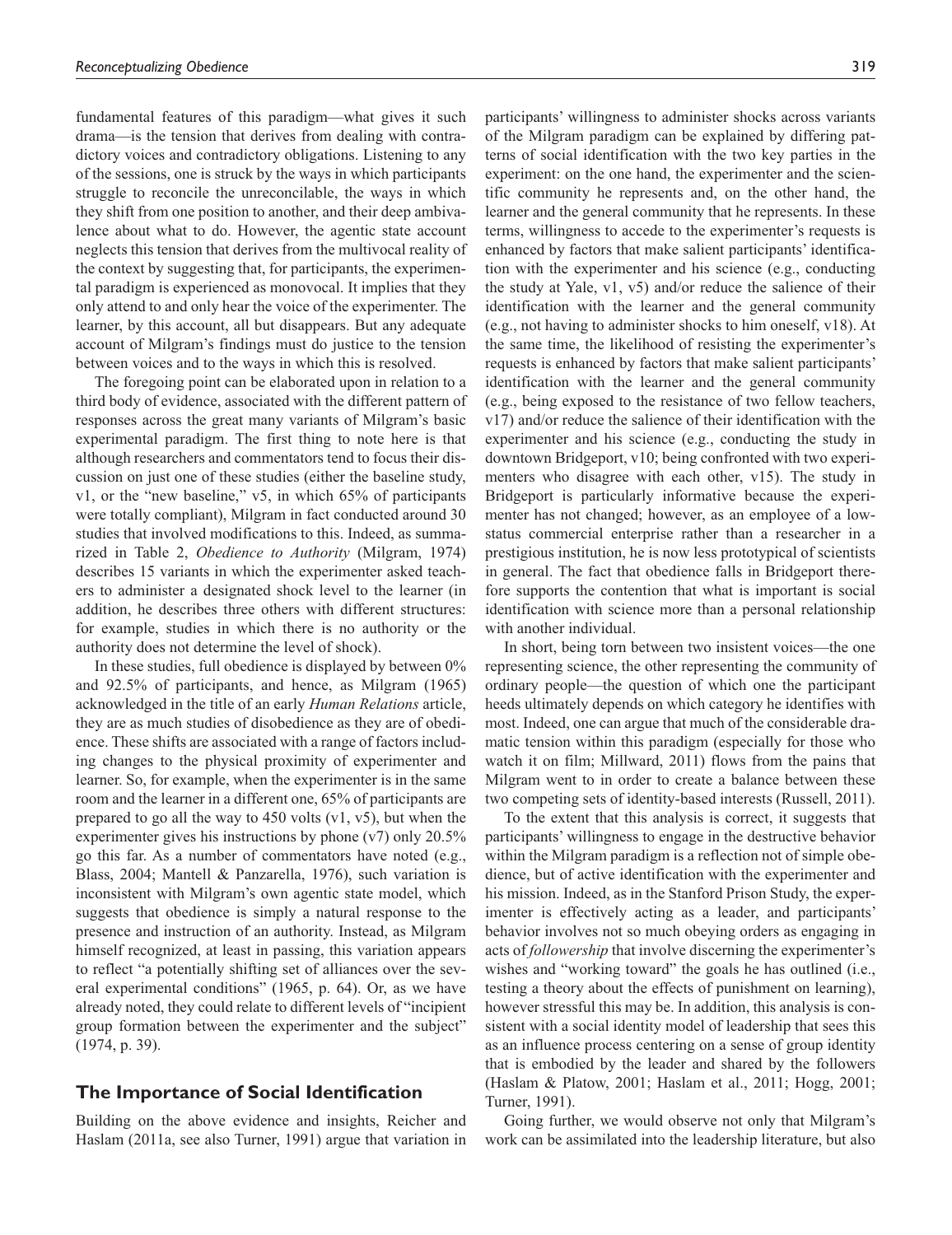fundamental features of this paradigm—what gives it such drama—is the tension that derives from dealing with contradictory voices and contradictory obligations. Listening to any of the sessions, one is struck by the ways in which participants struggle to reconcile the unreconcilable, the ways in which they shift from one position to another, and their deep ambivalence about what to do. However, the agentic state account neglects this tension that derives from the multivocal reality of the context by suggesting that, for participants, the experimental paradigm is experienced as monovocal. It implies that they only attend to and only hear the voice of the experimenter. The learner, by this account, all but disappears. But any adequate account of Milgram's findings must do justice to the tension between voices and to the ways in which this is resolved.

The foregoing point can be elaborated upon in relation to a third body of evidence, associated with the different pattern of responses across the great many variants of Milgram's basic experimental paradigm. The first thing to note here is that although researchers and commentators tend to focus their discussion on just one of these studies (either the baseline study, v1, or the "new baseline," v5, in which 65% of participants were totally compliant), Milgram in fact conducted around 30 studies that involved modifications to this. Indeed, as summarized in Table 2, *Obedience to Authority* (Milgram, 1974) describes 15 variants in which the experimenter asked teachers to administer a designated shock level to the learner (in addition, he describes three others with different structures: for example, studies in which there is no authority or the authority does not determine the level of shock).

In these studies, full obedience is displayed by between 0% and 92.5% of participants, and hence, as Milgram (1965) acknowledged in the title of an early *Human Relations* article, they are as much studies of disobedience as they are of obedience. These shifts are associated with a range of factors including changes to the physical proximity of experimenter and learner. So, for example, when the experimenter is in the same room and the learner in a different one, 65% of participants are prepared to go all the way to 450 volts (v1, v5), but when the experimenter gives his instructions by phone (v7) only 20.5% go this far. As a number of commentators have noted (e.g., Blass, 2004; Mantell & Panzarella, 1976), such variation is inconsistent with Milgram's own agentic state model, which suggests that obedience is simply a natural response to the presence and instruction of an authority. Instead, as Milgram himself recognized, at least in passing, this variation appears to reflect "a potentially shifting set of alliances over the several experimental conditions" (1965, p. 64). Or, as we have already noted, they could relate to different levels of "incipient group formation between the experimenter and the subject" (1974, p. 39).

## The Importance of Social Identification

Building on the above evidence and insights, Reicher and Haslam (2011a, see also Turner, 1991) argue that variation in participants' willingness to administer shocks across variants of the Milgram paradigm can be explained by differing patterns of social identification with the two key parties in the experiment: on the one hand, the experimenter and the scientific community he represents and, on the other hand, the learner and the general community that he represents. In these terms, willingness to accede to the experimenter's requests is enhanced by factors that make salient participants' identification with the experimenter and his science (e.g., conducting the study at Yale, v1, v5) and/or reduce the salience of their identification with the learner and the general community (e.g., not having to administer shocks to him oneself, v18). At the same time, the likelihood of resisting the experimenter's requests is enhanced by factors that make salient participants' identification with the learner and the general community (e.g., being exposed to the resistance of two fellow teachers, v17) and/or reduce the salience of their identification with the experimenter and his science (e.g., conducting the study in downtown Bridgeport, v10; being confronted with two experimenters who disagree with each other, v15). The study in Bridgeport is particularly informative because the experimenter has not changed; however, as an employee of a low-status commercial enterprise rather than a researcher in a prestigious institution, he is now less prototypical of scientists in general. The fact that obedience falls in Bridgeport therefore supports the contention that what is important is social identification with science more than a personal relationship with another individual.

In short, being torn between two insistent voices—the one representing science, the other representing the community of ordinary people—the question of which one the participant heeds ultimately depends on which category he identifies with most. Indeed, one can argue that much of the considerable dramatic tension within this paradigm (especially for those who watch it on film; Millward, 2011) flows from the pains that Milgram went to in order to create a balance between these two competing sets of identity-based interests (Russell, 2011).

To the extent that this analysis is correct, it suggests that participants' willingness to engage in the destructive behavior within the Milgram paradigm is a reflection not of simple obedience, but of active identification with the experimenter and his mission. Indeed, as in the Stanford Prison Study, the experimenter is effectively acting as a leader, and participants' behavior involves not so much obeying orders as engaging in acts of *followership* that involve discerning the experimenter's wishes and "working toward" the goals he has outlined (i.e., testing a theory about the effects of punishment on learning), however stressful this may be. In addition, this analysis is consistent with a social identity model of leadership that sees this as an influence process centering on a sense of group identity that is embodied by the leader and shared by the followers (Haslam & Platow, 2001; Haslam et al., 2011; Hogg, 2001; Turner, 1991).

Going further, we would observe not only that Milgram's work can be assimilated into the leadership literature, but also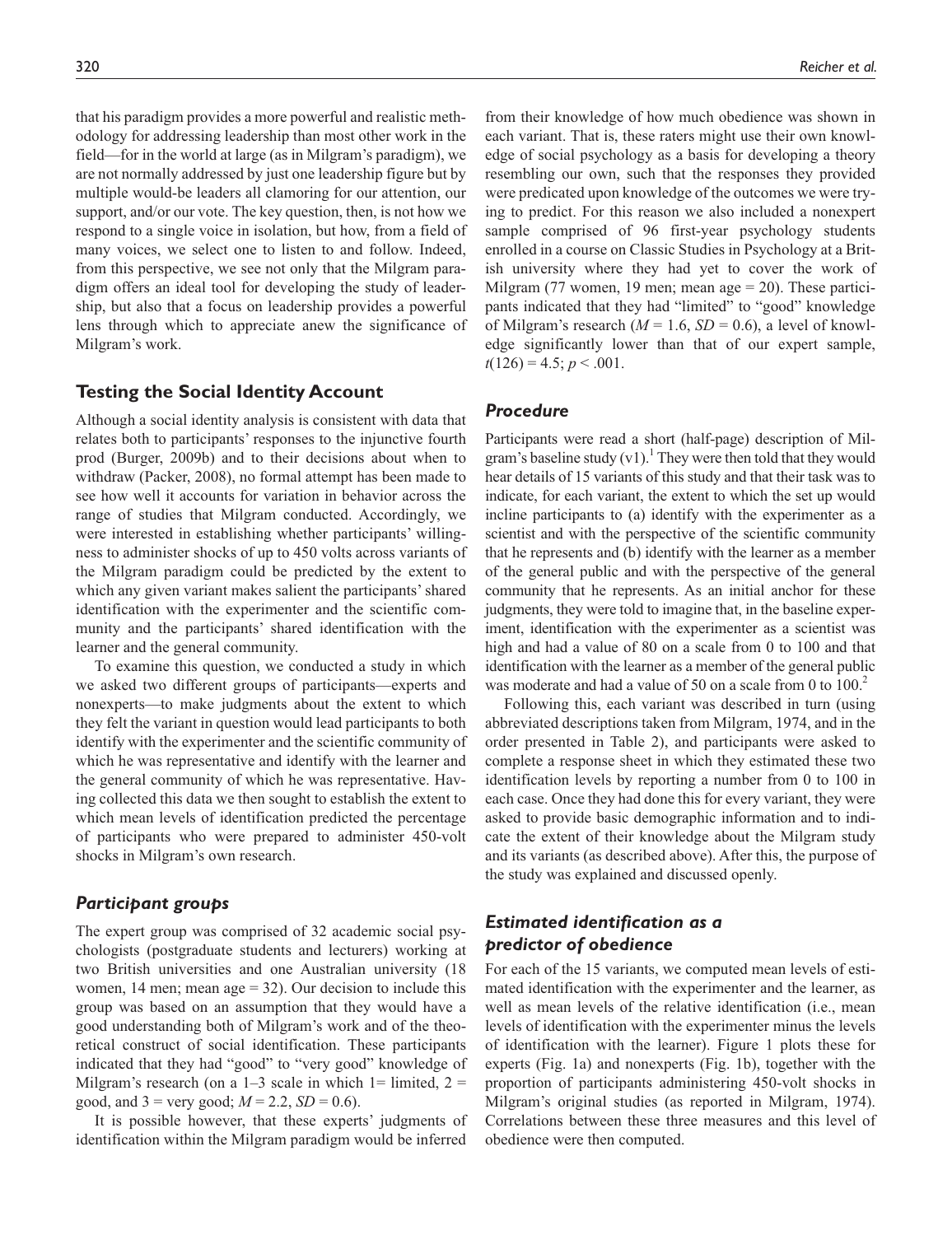that his paradigm provides a more powerful and realistic methodology for addressing leadership than most other work in the field—for in the world at large (as in Milgram's paradigm), we are not normally addressed by just one leadership figure but by multiple would-be leaders all clamoring for our attention, our support, and/or our vote. The key question, then, is not how we respond to a single voice in isolation, but how, from a field of many voices, we select one to listen to and follow. Indeed, from this perspective, we see not only that the Milgram paradigm offers an ideal tool for developing the study of leadership, but also that a focus on leadership provides a powerful lens through which to appreciate anew the significance of Milgram's work.

## Testing the Social Identity Account

Although a social identity analysis is consistent with data that relates both to participants' responses to the injunctive fourth prod (Burger, 2009b) and to their decisions about when to withdraw (Packer, 2008), no formal attempt has been made to see how well it accounts for variation in behavior across the range of studies that Milgram conducted. Accordingly, we were interested in establishing whether participants' willingness to administer shocks of up to 450 volts across variants of the Milgram paradigm could be predicted by the extent to which any given variant makes salient the participants' shared identification with the experimenter and the scientific community and the participants' shared identification with the learner and the general community.

To examine this question, we conducted a study in which we asked two different groups of participants—experts and nonexperts—to make judgments about the extent to which they felt the variant in question would lead participants to both identify with the experimenter and the scientific community of which he was representative and identify with the learner and the general community of which he was representative. Having collected this data we then sought to establish the extent to which mean levels of identification predicted the percentage of participants who were prepared to administer 450-volt shocks in Milgram's own research.

### *Participant groups*

The expert group was comprised of 32 academic social psychologists (postgraduate students and lecturers) working at two British universities and one Australian university (18 women, 14 men; mean age = 32). Our decision to include this group was based on an assumption that they would have a good understanding both of Milgram's work and of the theoretical construct of social identification. These participants indicated that they had "good" to "very good" knowledge of Milgram's research (on a 1–3 scale in which 1= limited, 2 = good, and 3 = very good; $M = 2.2$, $SD = 0.6$).

It is possible however, that these experts' judgments of identification within the Milgram paradigm would be inferred from their knowledge of how much obedience was shown in each variant. That is, these raters might use their own knowledge of social psychology as a basis for developing a theory resembling our own, such that the responses they provided were predicated upon knowledge of the outcomes we were trying to predict. For this reason we also included a nonexpert sample comprised of 96 first-year psychology students enrolled in a course on Classic Studies in Psychology at a British university where they had yet to cover the work of Milgram (77 women, 19 men; mean age = 20). These participants indicated that they had "limited" to "good" knowledge of Milgram's research ($M = 1.6$, $SD = 0.6$), a level of knowledge significantly lower than that of our expert sample, $t(126) = 4.5$; $p < .001$.

### *Procedure*

Participants were read a short (half-page) description of Milgram's baseline study (v1).[1] They were then told that they would hear details of 15 variants of this study and that their task was to indicate, for each variant, the extent to which the set up would incline participants to (a) identify with the experimenter as a scientist and with the perspective of the scientific community that he represents and (b) identify with the learner as a member of the general public and with the perspective of the general community that he represents. As an initial anchor for these judgments, they were told to imagine that, in the baseline experiment, identification with the experimenter as a scientist was high and had a value of 80 on a scale from 0 to 100 and that identification with the learner as a member of the general public was moderate and had a value of 50 on a scale from 0 to 100.[2]

Following this, each variant was described in turn (using abbreviated descriptions taken from Milgram, 1974, and in the order presented in Table 2), and participants were asked to complete a response sheet in which they estimated these two identification levels by reporting a number from 0 to 100 in each case. Once they had done this for every variant, they were asked to provide basic demographic information and to indicate the extent of their knowledge about the Milgram study and its variants (as described above). After this, the purpose of the study was explained and discussed openly.

### *Estimated identification as a predictor of obedience*

For each of the 15 variants, we computed mean levels of estimated identification with the experimenter and the learner, as well as mean levels of the relative identification (i.e., mean levels of identification with the experimenter minus the levels of identification with the learner). Figure 1 plots these for experts (Fig. 1a) and nonexperts (Fig. 1b), together with the proportion of participants administering 450-volt shocks in Milgram's original studies (as reported in Milgram, 1974). Correlations between these three measures and this level of obedience were then computed.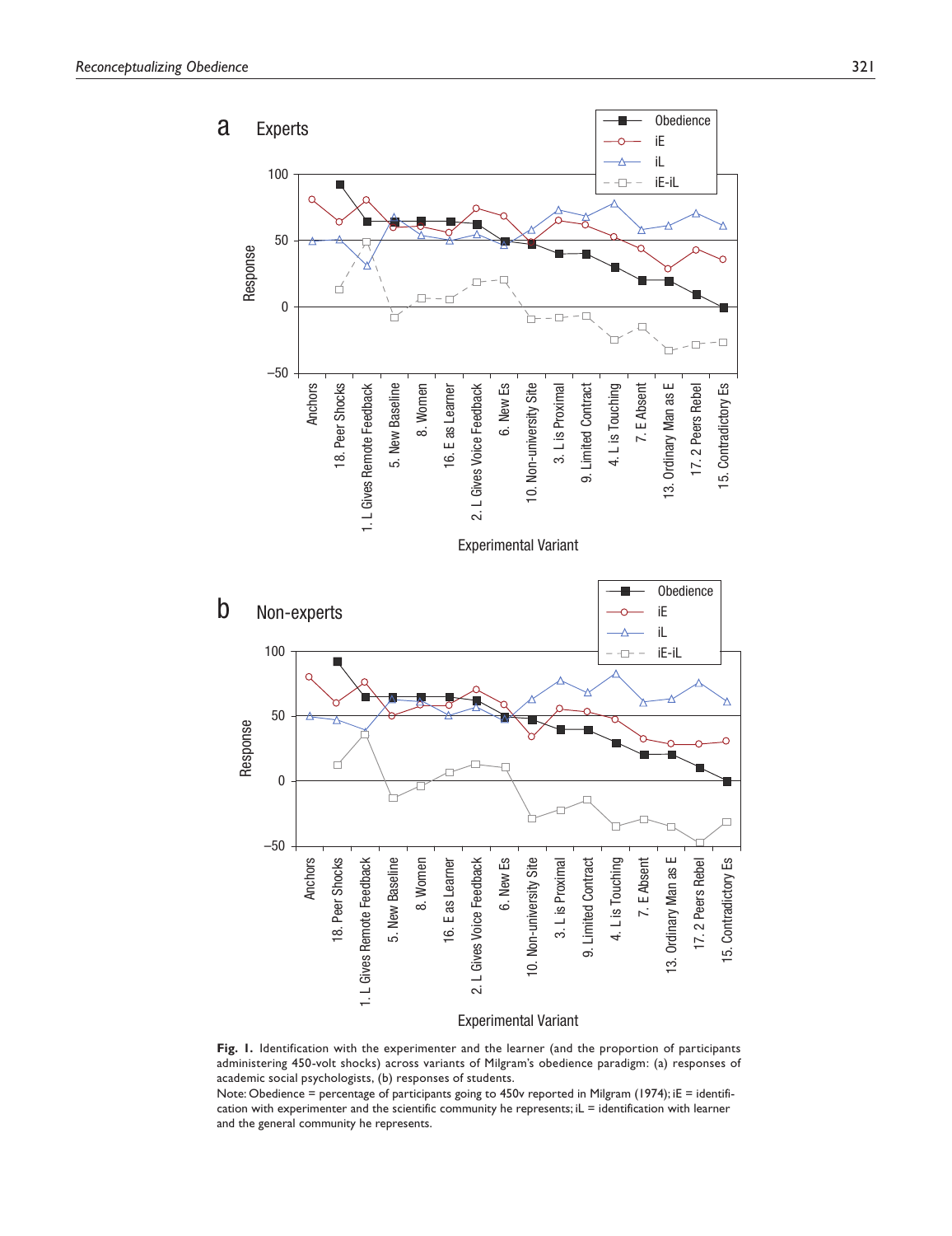**Fig. 1.** Identification with the experimenter and the learner (and the proportion of participants administering 450-volt shocks) across variants of Milgram's obedience paradigm: (a) responses of academic social psychologists, (b) responses of students.

Note: Obedience = percentage of participants going to 450v reported in Milgram (1974); iE = identification with experimenter and the scientific community he represents; iL = identification with learner and the general community he represents.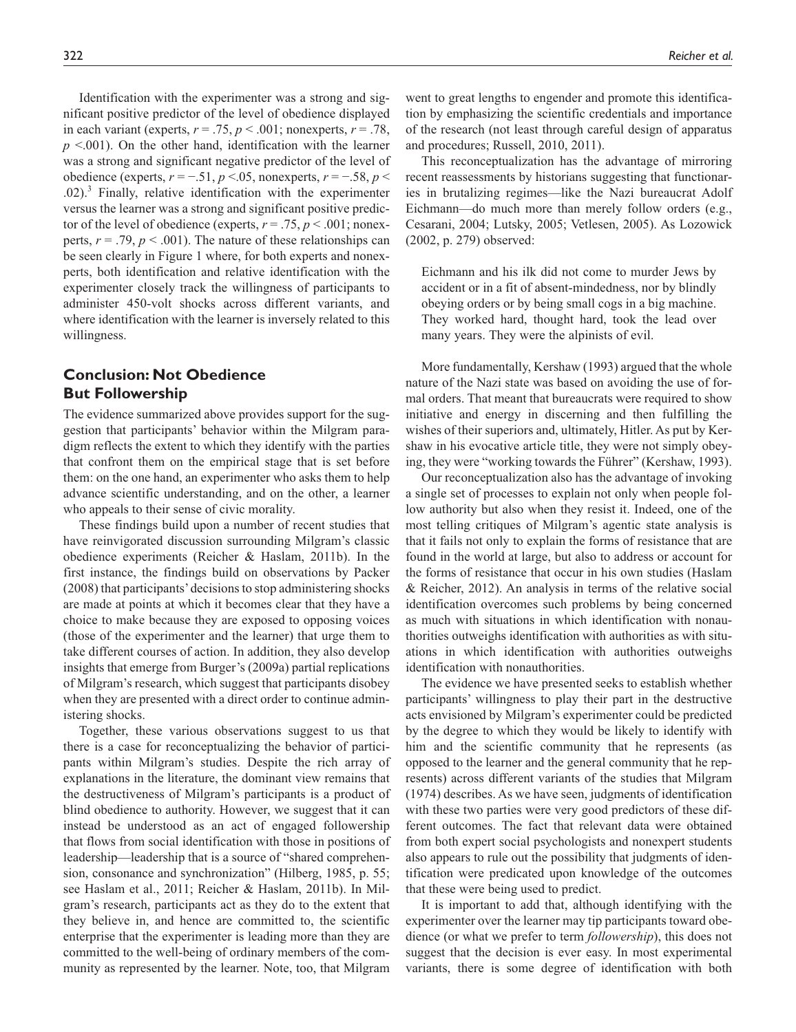Identification with the experimenter was a strong and significant positive predictor of the level of obedience displayed in each variant (experts, $r = .75$, $p < .001$; nonexperts, $r = .78$, $p < .001$). On the other hand, identification with the learner was a strong and significant negative predictor of the level of obedience (experts, $r = -.51$, $p < .05$, nonexperts, $r = -.58$, $p < .02$).[3] Finally, relative identification with the experimenter versus the learner was a strong and significant positive predictor of the level of obedience (experts, $r = .75$, $p < .001$; nonexperts, $r = .79$, $p < .001$). The nature of these relationships can be seen clearly in Figure 1 where, for both experts and nonexperts, both identification and relative identification with the experimenter closely track the willingness of participants to administer 450-volt shocks across different variants, and where identification with the learner is inversely related to this willingness.

## Conclusion: Not Obedience But Followership

The evidence summarized above provides support for the suggestion that participants' behavior within the Milgram paradigm reflects the extent to which they identify with the parties that confront them on the empirical stage that is set before them: on the one hand, an experimenter who asks them to help advance scientific understanding, and on the other, a learner who appeals to their sense of civic morality.

These findings build upon a number of recent studies that have reinvigorated discussion surrounding Milgram's classic obedience experiments (Reicher & Haslam, 2011b). In the first instance, the findings build on observations by Packer (2008) that participants' decisions to stop administering shocks are made at points at which it becomes clear that they have a choice to make because they are exposed to opposing voices (those of the experimenter and the learner) that urge them to take different courses of action. In addition, they also develop insights that emerge from Burger's (2009a) partial replications of Milgram's research, which suggest that participants disobey when they are presented with a direct order to continue administering shocks.

Together, these various observations suggest to us that there is a case for reconceptualizing the behavior of participants within Milgram's studies. Despite the rich array of explanations in the literature, the dominant view remains that the destructiveness of Milgram's participants is a product of blind obedience to authority. However, we suggest that it can instead be understood as an act of engaged followership that flows from social identification with those in positions of leadership—leadership that is a source of "shared comprehension, consonance and synchronization" (Hilberg, 1985, p. 55; see Haslam et al., 2011; Reicher & Haslam, 2011b). In Milgram's research, participants act as they do to the extent that they believe in, and hence are committed to, the scientific enterprise that the experimenter is leading more than they are committed to the well-being of ordinary members of the community as represented by the learner. Note, too, that Milgram went to great lengths to engender and promote this identification by emphasizing the scientific credentials and importance of the research (not least through careful design of apparatus and procedures; Russell, 2010, 2011).

This reconceptualization has the advantage of mirroring recent reassessments by historians suggesting that functionaries in brutalizing regimes—like the Nazi bureaucrat Adolf Eichmann—do much more than merely follow orders (e.g., Cesarani, 2004; Lutsky, 2005; Vetlesen, 2005). As Lozowick (2002, p. 279) observed:

> Eichmann and his ilk did not come to murder Jews by accident or in a fit of absent-mindedness, nor by blindly obeying orders or by being small cogs in a big machine. They worked hard, thought hard, took the lead over many years. They were the alpinists of evil.

More fundamentally, Kershaw (1993) argued that the whole nature of the Nazi state was based on avoiding the use of formal orders. That meant that bureaucrats were required to show initiative and energy in discerning and then fulfilling the wishes of their superiors and, ultimately, Hitler. As put by Kershaw in his evocative article title, they were not simply obeying, they were "working towards the Führer" (Kershaw, 1993).

Our reconceptualization also has the advantage of invoking a single set of processes to explain not only when people follow authority but also when they resist it. Indeed, one of the most telling critiques of Milgram's agentic state analysis is that it fails not only to explain the forms of resistance that are found in the world at large, but also to address or account for the forms of resistance that occur in his own studies (Haslam & Reicher, 2012). An analysis in terms of the relative social identification overcomes such problems by being concerned as much with situations in which identification with nonauthorities outweighs identification with authorities as with situations in which identification with authorities outweighs identification with nonauthorities.

The evidence we have presented seeks to establish whether participants' willingness to play their part in the destructive acts envisioned by Milgram's experimenter could be predicted by the degree to which they would be likely to identify with him and the scientific community that he represents (as opposed to the learner and the general community that he represents) across different variants of the studies that Milgram (1974) describes. As we have seen, judgments of identification with these two parties were very good predictors of these different outcomes. The fact that relevant data were obtained from both expert social psychologists and nonexpert students also appears to rule out the possibility that judgments of identification were predicated upon knowledge of the outcomes that these were being used to predict.

It is important to add that, although identifying with the experimenter over the learner may tip participants toward obedience (or what we prefer to term *followership*), this does not suggest that the decision is ever easy. In most experimental variants, there is some degree of identification with both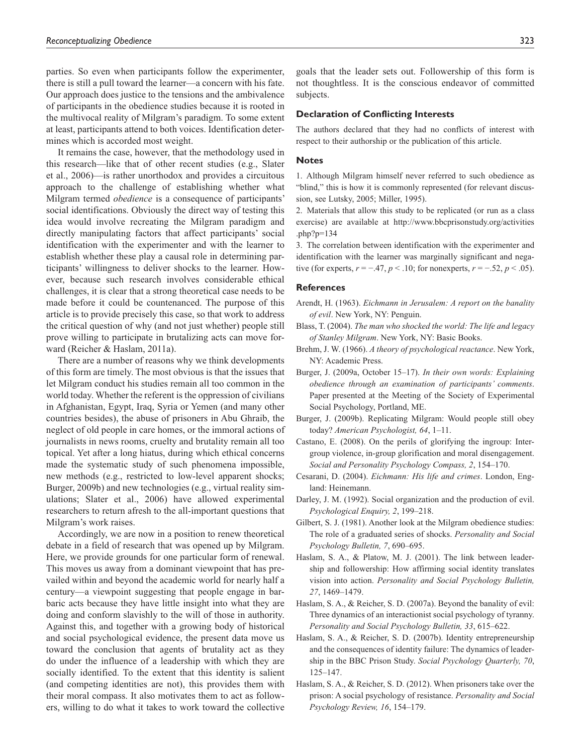parties. So even when participants follow the experimenter, there is still a pull toward the learner—a concern with his fate. Our approach does justice to the tensions and the ambivalence of participants in the obedience studies because it is rooted in the multivocal reality of Milgram's paradigm. To some extent at least, participants attend to both voices. Identification determines which is accorded most weight.

It remains the case, however, that the methodology used in this research—like that of other recent studies (e.g., Slater et al., 2006)—is rather unorthodox and provides a circuitous approach to the challenge of establishing whether what Milgram termed *obedience* is a consequence of participants' social identifications. Obviously the direct way of testing this idea would involve recreating the Milgram paradigm and directly manipulating factors that affect participants' social identification with the experimenter and with the learner to establish whether these play a causal role in determining participants' willingness to deliver shocks to the learner. However, because such research involves considerable ethical challenges, it is clear that a strong theoretical case needs to be made before it could be countenanced. The purpose of this article is to provide precisely this case, so that work to address the critical question of why (and not just whether) people still prove willing to participate in brutalizing acts can move forward (Reicher & Haslam, 2011a).

There are a number of reasons why we think developments of this form are timely. The most obvious is that the issues that let Milgram conduct his studies remain all too common in the world today. Whether the referent is the oppression of civilians in Afghanistan, Egypt, Iraq, Syria or Yemen (and many other countries besides), the abuse of prisoners in Abu Ghraib, the neglect of old people in care homes, or the immoral actions of journalists in news rooms, cruelty and brutality remain all too topical. Yet after a long hiatus, during which ethical concerns made the systematic study of such phenomena impossible, new methods (e.g., restricted to low-level apparent shocks; Burger, 2009b) and new technologies (e.g., virtual reality simulations; Slater et al., 2006) have allowed experimental researchers to return afresh to the all-important questions that Milgram's work raises.

Accordingly, we are now in a position to renew theoretical debate in a field of research that was opened up by Milgram. Here, we provide grounds for one particular form of renewal. This moves us away from a dominant viewpoint that has prevailed within and beyond the academic world for nearly half a century—a viewpoint suggesting that people engage in barbaric acts because they have little insight into what they are doing and conform slavishly to the will of those in authority. Against this, and together with a growing body of historical and social psychological evidence, the present data move us toward the conclusion that agents of brutality act as they do under the influence of a leadership with which they are socially identified. To the extent that this identity is salient (and competing identities are not), this provides them with their moral compass. It also motivates them to act as followers, willing to do what it takes to work toward the collective goals that the leader sets out. Followership of this form is not thoughtless. It is the conscious endeavor of committed subjects.

### Declaration of Conflicting Interests

The authors declared that they had no conflicts of interest with respect to their authorship or the publication of this article.

### Notes

1. Although Milgram himself never referred to such obedience as "blind," this is how it is commonly represented (for relevant discussion, see Lutsky, 2005; Miller, 1995).

2. Materials that allow this study to be replicated (or run as a class exercise) are available at http://www.bbcprisonstudy.org/activities.php?p=134

3. The correlation between identification with the experimenter and identification with the learner was marginally significant and negative (for experts, $r = -.47$, $p < .10$; for nonexperts, $r = -.52$, $p < .05$).

### References

Arendt, H. (1963). *Eichmann in Jerusalem: A report on the banality of evil*. New York, NY: Penguin.

Blass, T. (2004). *The man who shocked the world: The life and legacy of Stanley Milgram*. New York, NY: Basic Books.

Brehm, J. W. (1966). *A theory of psychological reactance*. New York, NY: Academic Press.

Burger, J. (2009a, October 15–17). *In their own words: Explaining obedience through an examination of participants' comments*. Paper presented at the Meeting of the Society of Experimental Social Psychology, Portland, ME.

Burger, J. (2009b). Replicating Milgram: Would people still obey today? *American Psychologist, 64*, 1–11.

Castano, E. (2008). On the perils of glorifying the ingroup: Intergroup violence, in-group glorification and moral disengagement. *Social and Personality Psychology Compass, 2*, 154–170.

Cesarani, D. (2004). *Eichmann: His life and crimes*. London, England: Heinemann.

Darley, J. M. (1992). Social organization and the production of evil. *Psychological Enquiry, 2*, 199–218.

Gilbert, S. J. (1981). Another look at the Milgram obedience studies: The role of a graduated series of shocks. *Personality and Social Psychology Bulletin, 7*, 690–695.

Haslam, S. A., & Platow, M. J. (2001). The link between leadership and followership: How affirming social identity translates vision into action. *Personality and Social Psychology Bulletin, 27*, 1469–1479.

Haslam, S. A., & Reicher, S. D. (2007a). Beyond the banality of evil: Three dynamics of an interactionist social psychology of tyranny. *Personality and Social Psychology Bulletin, 33*, 615–622.

Haslam, S. A., & Reicher, S. D. (2007b). Identity entrepreneurship and the consequences of identity failure: The dynamics of leadership in the BBC Prison Study. *Social Psychology Quarterly, 70*, 125–147.

Haslam, S. A., & Reicher, S. D. (2012). When prisoners take over the prison: A social psychology of resistance. *Personality and Social Psychology Review, 16*, 154–179.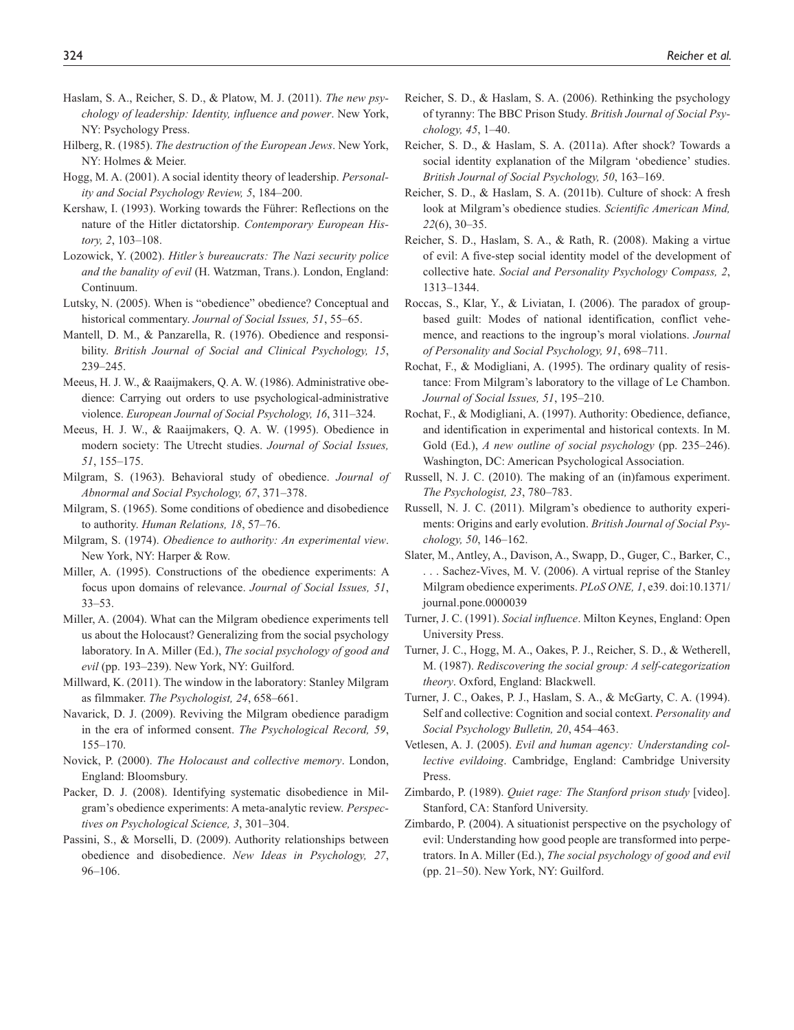Haslam, S. A., Reicher, S. D., & Platow, M. J. (2011). *The new psychology of leadership: Identity, influence and power*. New York, NY: Psychology Press.

Hilberg, R. (1985). *The destruction of the European Jews*. New York, NY: Holmes & Meier.

Hogg, M. A. (2001). A social identity theory of leadership. *Personality and Social Psychology Review, 5*, 184–200.

Kershaw, I. (1993). Working towards the Führer: Reflections on the nature of the Hitler dictatorship. *Contemporary European History, 2*, 103–108.

Lozowick, Y. (2002). *Hitler's bureaucrats: The Nazi security police and the banality of evil* (H. Watzman, Trans.). London, England: Continuum.

Lutsky, N. (2005). When is "obedience" obedience? Conceptual and historical commentary. *Journal of Social Issues, 51*, 55–65.

Mantell, D. M., & Panzarella, R. (1976). Obedience and responsibility. *British Journal of Social and Clinical Psychology, 15*, 239–245.

Meeus, H. J. W., & Raaijmakers, Q. A. W. (1986). Administrative obedience: Carrying out orders to use psychological-administrative violence. *European Journal of Social Psychology, 16*, 311–324.

Meeus, H. J. W., & Raaijmakers, Q. A. W. (1995). Obedience in modern society: The Utrecht studies. *Journal of Social Issues, 51*, 155–175.

Milgram, S. (1963). Behavioral study of obedience. *Journal of Abnormal and Social Psychology, 67*, 371–378.

Milgram, S. (1965). Some conditions of obedience and disobedience to authority. *Human Relations, 18*, 57–76.

Milgram, S. (1974). *Obedience to authority: An experimental view*. New York, NY: Harper & Row.

Miller, A. (1995). Constructions of the obedience experiments: A focus upon domains of relevance. *Journal of Social Issues, 51*, 33–53.

Miller, A. (2004). What can the Milgram obedience experiments tell us about the Holocaust? Generalizing from the social psychology laboratory. In A. Miller (Ed.), *The social psychology of good and evil* (pp. 193–239). New York, NY: Guilford.

Millward, K. (2011). The window in the laboratory: Stanley Milgram as filmmaker. *The Psychologist, 24*, 658–661.

Navarick, D. J. (2009). Reviving the Milgram obedience paradigm in the era of informed consent. *The Psychological Record, 59*, 155–170.

Novick, P. (2000). *The Holocaust and collective memory*. London, England: Bloomsbury.

Packer, D. J. (2008). Identifying systematic disobedience in Milgram's obedience experiments: A meta-analytic review. *Perspectives on Psychological Science, 3*, 301–304.

Passini, S., & Morselli, D. (2009). Authority relationships between obedience and disobedience. *New Ideas in Psychology, 27*, 96–106.

Reicher, S. D., & Haslam, S. A. (2006). Rethinking the psychology of tyranny: The BBC Prison Study. *British Journal of Social Psychology, 45*, 1–40.

Reicher, S. D., & Haslam, S. A. (2011a). After shock? Towards a social identity explanation of the Milgram 'obedience' studies. *British Journal of Social Psychology, 50*, 163–169.

Reicher, S. D., & Haslam, S. A. (2011b). Culture of shock: A fresh look at Milgram's obedience studies. *Scientific American Mind, 22*(6), 30–35.

Reicher, S. D., Haslam, S. A., & Rath, R. (2008). Making a virtue of evil: A five-step social identity model of the development of collective hate. *Social and Personality Psychology Compass, 2*, 1313–1344.

Roccas, S., Klar, Y., & Liviatan, I. (2006). The paradox of group-based guilt: Modes of national identification, conflict vehemence, and reactions to the ingroup's moral violations. *Journal of Personality and Social Psychology, 91*, 698–711.

Rochat, F., & Modigliani, A. (1995). The ordinary quality of resistance: From Milgram's laboratory to the village of Le Chambon. *Journal of Social Issues, 51*, 195–210.

Rochat, F., & Modigliani, A. (1997). Authority: Obedience, defiance, and identification in experimental and historical contexts. In M. Gold (Ed.), *A new outline of social psychology* (pp. 235–246). Washington, DC: American Psychological Association.

Russell, N. J. C. (2010). The making of an (in)famous experiment. *The Psychologist, 23*, 780–783.

Russell, N. J. C. (2011). Milgram's obedience to authority experiments: Origins and early evolution. *British Journal of Social Psychology, 50*, 146–162.

Slater, M., Antley, A., Davison, A., Swapp, D., Guger, C., Barker, C., . . . Sachez-Vives, M. V. (2006). A virtual reprise of the Stanley Milgram obedience experiments. *PLoS ONE, 1*, e39. doi:10.1371/journal.pone.0000039

Turner, J. C. (1991). *Social influence*. Milton Keynes, England: Open University Press.

Turner, J. C., Hogg, M. A., Oakes, P. J., Reicher, S. D., & Wetherell, M. (1987). *Rediscovering the social group: A self-categorization theory*. Oxford, England: Blackwell.

Turner, J. C., Oakes, P. J., Haslam, S. A., & McGarty, C. A. (1994). Self and collective: Cognition and social context. *Personality and Social Psychology Bulletin, 20*, 454–463.

Vetlesen, A. J. (2005). *Evil and human agency: Understanding collective evildoing*. Cambridge, England: Cambridge University Press.

Zimbardo, P. (1989). *Quiet rage: The Stanford prison study* [video]. Stanford, CA: Stanford University.

Zimbardo, P. (2004). A situationist perspective on the psychology of evil: Understanding how good people are transformed into perpetrators. In A. Miller (Ed.), *The social psychology of good and evil* (pp. 21–50). New York, NY: Guilford.